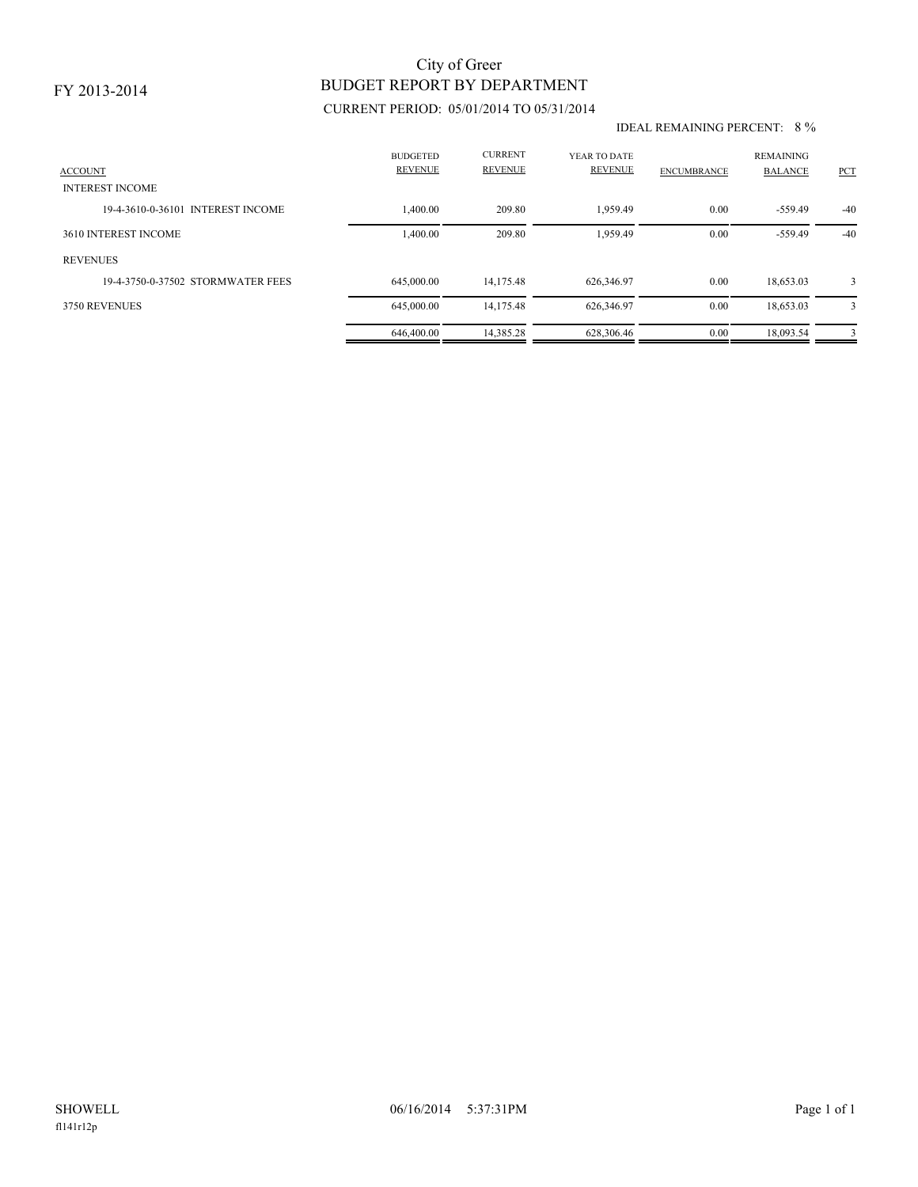FY 2013-2014

# City of Greer
## BUDGET REPORT BY DEPARTMENT

CURRENT PERIOD: 05/01/2014 TO 05/31/2014

IDEAL REMAINING PERCENT: 8 %

| ACCOUNT | BUDGETED REVENUE | CURRENT REVENUE | YEAR TO DATE REVENUE | ENCUMBRANCE | REMAINING BALANCE | PCT |
|---|---|---|---|---|---|---|
| INTEREST INCOME | | | | | | |
| 19-4-3610-0-36101 INTEREST INCOME | 1,400.00 | 209.80 | 1,959.49 | 0.00 | -559.49 | -40 |
| 3610 INTEREST INCOME | 1,400.00 | 209.80 | 1,959.49 | 0.00 | -559.49 | -40 |
| REVENUES | | | | | | |
| 19-4-3750-0-37502 STORMWATER FEES | 645,000.00 | 14,175.48 | 626,346.97 | 0.00 | 18,653.03 | 3 |
| 3750 REVENUES | 645,000.00 | 14,175.48 | 626,346.97 | 0.00 | 18,653.03 | 3 |
| | 646,400.00 | 14,385.28 | 628,306.46 | 0.00 | 18,093.54 | 3 |

SHOWELL 06/16/2014 5:37:31PM

fl141r12p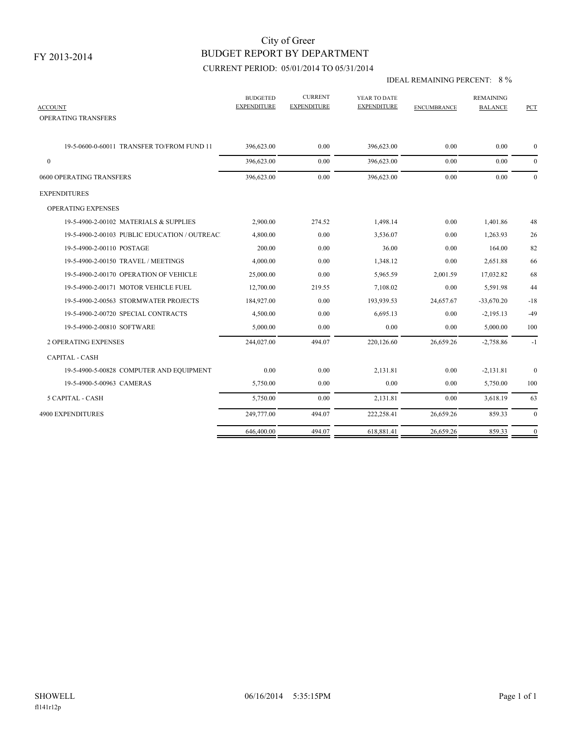FY 2013-2014

# City of Greer

## BUDGET REPORT BY DEPARTMENT

CURRENT PERIOD: 05/01/2014 TO 05/31/2014

IDEAL REMAINING PERCENT: 8 %

| ACCOUNT | BUDGETED EXPENDITURE | CURRENT EXPENDITURE | YEAR TO DATE EXPENDITURE | ENCUMBRANCE | REMAINING BALANCE | PCT |
|---|---|---|---|---|---|---|
| OPERATING TRANSFERS | | | | | | |
| 19-5-0600-0-60011 TRANSFER TO/FROM FUND 11 | 396,623.00 | 0.00 | 396,623.00 | 0.00 | 0.00 | 0 |
| 0 | 396,623.00 | 0.00 | 396,623.00 | 0.00 | 0.00 | 0 |
| 0600 OPERATING TRANSFERS | 396,623.00 | 0.00 | 396,623.00 | 0.00 | 0.00 | 0 |
| EXPENDITURES | | | | | | |
| OPERATING EXPENSES | | | | | | |
| 19-5-4900-2-00102 MATERIALS & SUPPLIES | 2,900.00 | 274.52 | 1,498.14 | 0.00 | 1,401.86 | 48 |
| 19-5-4900-2-00103 PUBLIC EDUCATION / OUTREAC | 4,800.00 | 0.00 | 3,536.07 | 0.00 | 1,263.93 | 26 |
| 19-5-4900-2-00110 POSTAGE | 200.00 | 0.00 | 36.00 | 0.00 | 164.00 | 82 |
| 19-5-4900-2-00150 TRAVEL / MEETINGS | 4,000.00 | 0.00 | 1,348.12 | 0.00 | 2,651.88 | 66 |
| 19-5-4900-2-00170 OPERATION OF VEHICLE | 25,000.00 | 0.00 | 5,965.59 | 2,001.59 | 17,032.82 | 68 |
| 19-5-4900-2-00171 MOTOR VEHICLE FUEL | 12,700.00 | 219.55 | 7,108.02 | 0.00 | 5,591.98 | 44 |
| 19-5-4900-2-00563 STORMWATER PROJECTS | 184,927.00 | 0.00 | 193,939.53 | 24,657.67 | -33,670.20 | -18 |
| 19-5-4900-2-00720 SPECIAL CONTRACTS | 4,500.00 | 0.00 | 6,695.13 | 0.00 | -2,195.13 | -49 |
| 19-5-4900-2-00810 SOFTWARE | 5,000.00 | 0.00 | 0.00 | 0.00 | 5,000.00 | 100 |
| 2 OPERATING EXPENSES | 244,027.00 | 494.07 | 220,126.60 | 26,659.26 | -2,758.86 | -1 |
| CAPITAL - CASH | | | | | | |
| 19-5-4900-5-00828 COMPUTER AND EQUIPMENT | 0.00 | 0.00 | 2,131.81 | 0.00 | -2,131.81 | 0 |
| 19-5-4900-5-00963 CAMERAS | 5,750.00 | 0.00 | 0.00 | 0.00 | 5,750.00 | 100 |
| 5 CAPITAL - CASH | 5,750.00 | 0.00 | 2,131.81 | 0.00 | 3,618.19 | 63 |
| 4900 EXPENDITURES | 249,777.00 | 494.07 | 222,258.41 | 26,659.26 | 859.33 | 0 |
| | 646,400.00 | 494.07 | 618,881.41 | 26,659.26 | 859.33 | 0 |

SHOWELL 06/16/2014 5:35:15PM

fl141r12p